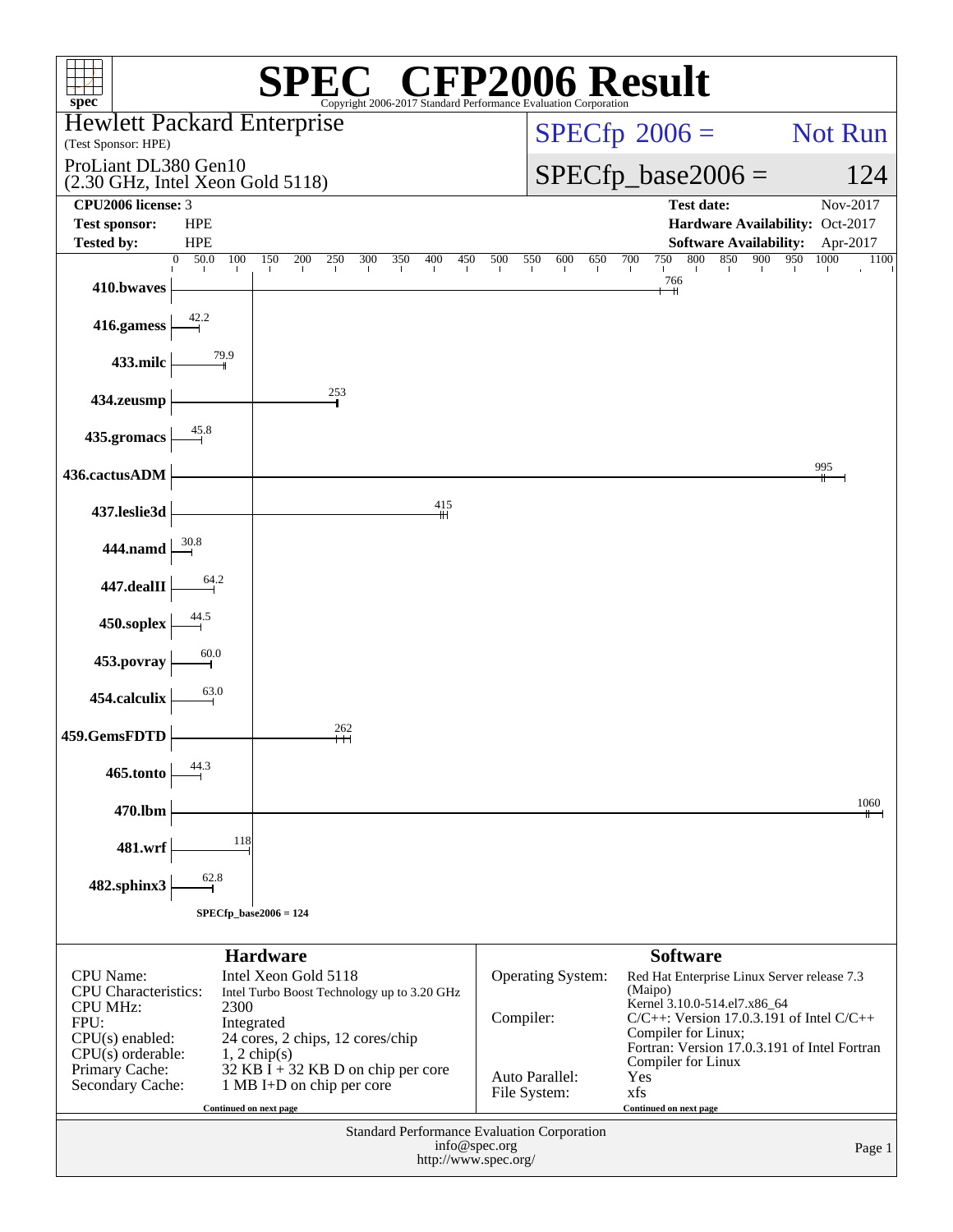# SPEC CFP2006 Result

Copyright 2006-2017 Standard Performance Evaluation Corporation

**Hewlett Packard Enterprise**
(Test Sponsor: HPE)

ProLiant DL380 Gen10
(2.30 GHz, Intel Xeon Gold 5118)

SPECfp 2006 = Not Run

SPECfp_base2006 = 124

| | | | |
|---|---|---|---|
| **CPU2006 license:** | 3 | **Test date:** | Nov-2017 |
| **Test sponsor:** | HPE | **Hardware Availability:** | Oct-2017 |
| **Tested by:** | HPE | **Software Availability:** | Apr-2017 |

| Benchmark | Base ratio |
|---|---|
| 410.bwaves | 766 |
| 416.gamess | 42.2 |
| 433.milc | 79.9 |
| 434.zeusmp | 253 |
| 435.gromacs | 45.8 |
| 436.cactusADM | 995 |
| 437.leslie3d | 415 |
| 444.namd | 30.8 |
| 447.dealII | 64.2 |
| 450.soplex | 44.5 |
| 453.povray | 60.0 |
| 454.calculix | 63.0 |
| 459.GemsFDTD | 262 |
| 465.tonto | 44.3 |
| 470.lbm | 1060 |
| 481.wrf | 118 |
| 482.sphinx3 | 62.8 |

SPECfp_base2006 = 124

## Hardware

| | |
|---|---|
| CPU Name: | Intel Xeon Gold 5118 |
| CPU Characteristics: | Intel Turbo Boost Technology up to 3.20 GHz |
| CPU MHz: | 2300 |
| FPU: | Integrated |
| CPU(s) enabled: | 24 cores, 2 chips, 12 cores/chip |
| CPU(s) orderable: | 1, 2 chip(s) |
| Primary Cache: | 32 KB I + 32 KB D on chip per core |
| Secondary Cache: | 1 MB I+D on chip per core |

Continued on next page

## Software

| | |
|---|---|
| Operating System: | Red Hat Enterprise Linux Server release 7.3 (Maipo) Kernel 3.10.0-514.el7.x86_64 |
| Compiler: | C/C++: Version 17.0.3.191 of Intel C/C++ Compiler for Linux; Fortran: Version 17.0.3.191 of Intel Fortran Compiler for Linux |
| Auto Parallel: | Yes |
| File System: | xfs |

Continued on next page

Standard Performance Evaluation Corporation
info@spec.org
http://www.spec.org/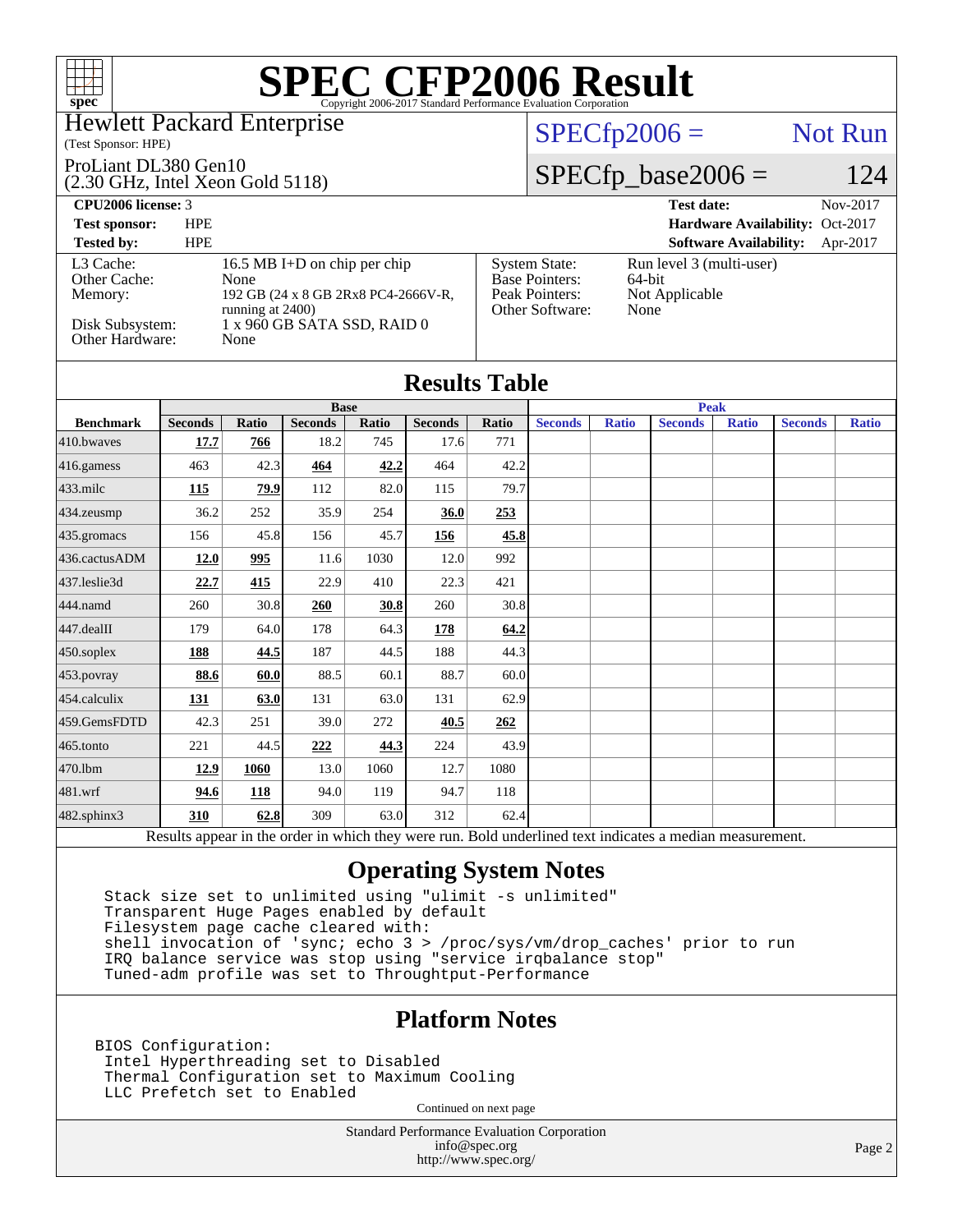# SPEC CFP2006 Result

Copyright 2006-2017 Standard Performance Evaluation Corporation

**Hewlett Packard Enterprise**
(Test Sponsor: HPE)

ProLiant DL380 Gen10
(2.30 GHz, Intel Xeon Gold 5118)

SPECfp2006 = Not Run

SPECfp_base2006 = 124

| | | | |
|---|---|---|---|
| **CPU2006 license:** 3 | | **Test date:** | Nov-2017 |
| **Test sponsor:** | HPE | **Hardware Availability:** | Oct-2017 |
| **Tested by:** | HPE | **Software Availability:** | Apr-2017 |

| | | | |
|---|---|---|---|
| L3 Cache: | 16.5 MB I+D on chip per chip | System State: | Run level 3 (multi-user) |
| Other Cache: | None | Base Pointers: | 64-bit |
| Memory: | 192 GB (24 x 8 GB 2Rx8 PC4-2666V-R, running at 2400) | Peak Pointers: | Not Applicable |
| Disk Subsystem: | 1 x 960 GB SATA SSD, RAID 0 | Other Software: | None |
| Other Hardware: | None | | |

## Results Table

| Benchmark | Base | | | | | | Peak | | | | | |
|---|---|---|---|---|---|---|---|---|---|---|---|---|
| | Seconds | Ratio | Seconds | Ratio | Seconds | Ratio | Seconds | Ratio | Seconds | Ratio | Seconds | Ratio |
| 410.bwaves | **17.7** | **766** | 18.2 | 745 | 17.6 | 771 | | | | | | |
| 416.gamess | 463 | 42.3 | **464** | **42.2** | 464 | 42.2 | | | | | | |
| 433.milc | **115** | **79.9** | 112 | 82.0 | 115 | 79.7 | | | | | | |
| 434.zeusmp | 36.2 | 252 | 35.9 | 254 | **36.0** | **253** | | | | | | |
| 435.gromacs | 156 | 45.8 | 156 | 45.7 | **156** | **45.8** | | | | | | |
| 436.cactusADM | **12.0** | **995** | 11.6 | 1030 | 12.0 | 992 | | | | | | |
| 437.leslie3d | **22.7** | **415** | 22.9 | 410 | 22.3 | 421 | | | | | | |
| 444.namd | 260 | 30.8 | **260** | **30.8** | 260 | 30.8 | | | | | | |
| 447.dealII | 179 | 64.0 | 178 | 64.3 | **178** | **64.2** | | | | | | |
| 450.soplex | **188** | **44.5** | 187 | 44.5 | 188 | 44.3 | | | | | | |
| 453.povray | **88.6** | **60.0** | 88.5 | 60.1 | 88.7 | 60.0 | | | | | | |
| 454.calculix | **131** | **63.0** | 131 | 63.0 | 131 | 62.9 | | | | | | |
| 459.GemsFDTD | 42.3 | 251 | 39.0 | 272 | **40.5** | **262** | | | | | | |
| 465.tonto | 221 | 44.5 | **222** | **44.3** | 224 | 43.9 | | | | | | |
| 470.lbm | **12.9** | **1060** | 13.0 | 1060 | 12.7 | 1080 | | | | | | |
| 481.wrf | **94.6** | **118** | 94.0 | 119 | 94.7 | 118 | | | | | | |
| 482.sphinx3 | **310** | **62.8** | 309 | 63.0 | 312 | 62.4 | | | | | | |

Results appear in the order in which they were run. Bold underlined text indicates a median measurement.

## Operating System Notes

```
Stack size set to unlimited using "ulimit -s unlimited"
Transparent Huge Pages enabled by default
Filesystem page cache cleared with:
shell invocation of 'sync; echo 3 > /proc/sys/vm/drop_caches' prior to run
IRQ balance service was stop using "service irqbalance stop"
Tuned-adm profile was set to Throughtput-Performance
```

## Platform Notes

```
BIOS Configuration:
 Intel Hyperthreading set to Disabled
 Thermal Configuration set to Maximum Cooling
 LLC Prefetch set to Enabled
```

Continued on next page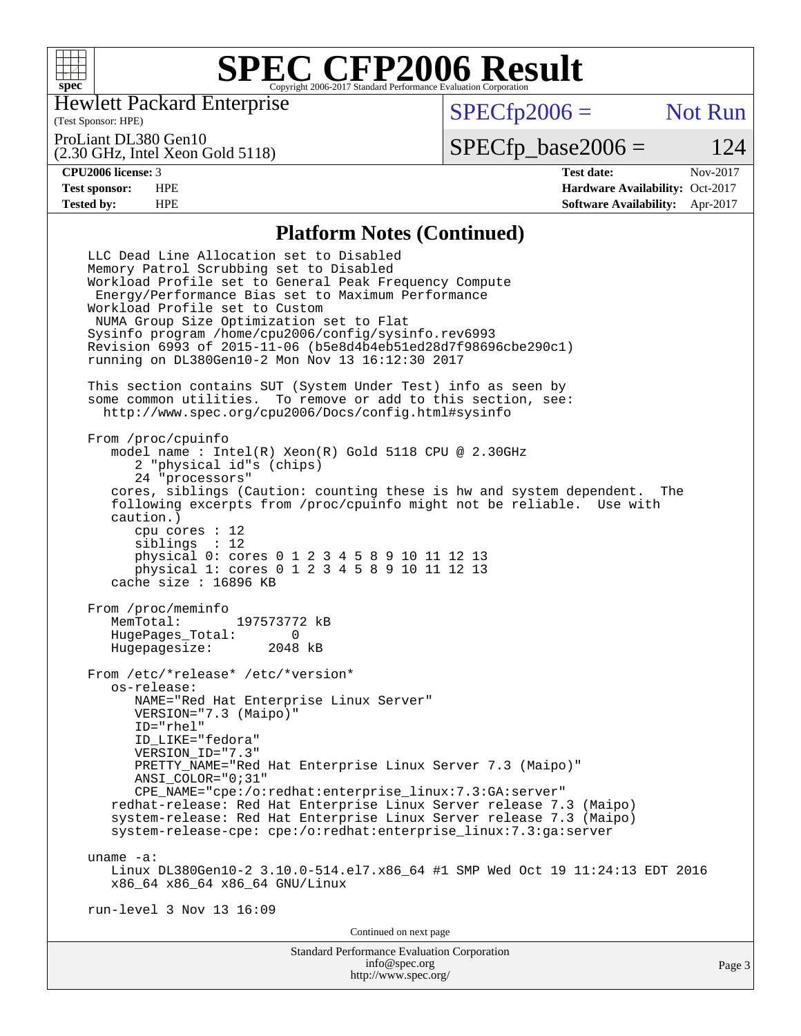# SPEC CFP2006 Result

Copyright 2006-2017 Standard Performance Evaluation Corporation

Hewlett Packard Enterprise
(Test Sponsor: HPE)

ProLiant DL380 Gen10
(2.30 GHz, Intel Xeon Gold 5118)

SPECfp2006 = Not Run

SPECfp_base2006 = 124

| | | | |
|---|---|---|---|
| **CPU2006 license:** 3 | | **Test date:** | Nov-2017 |
| **Test sponsor:** | HPE | **Hardware Availability:** | Oct-2017 |
| **Tested by:** | HPE | **Software Availability:** | Apr-2017 |

## Platform Notes (Continued)

```
LLC Dead Line Allocation set to Disabled
Memory Patrol Scrubbing set to Disabled
Workload Profile set to General Peak Frequency Compute
 Energy/Performance Bias set to Maximum Performance
Workload Profile set to Custom
 NUMA Group Size Optimization set to Flat
Sysinfo program /home/cpu2006/config/sysinfo.rev6993
Revision 6993 of 2015-11-06 (b5e8d4b4eb51ed28d7f98696cbe290c1)
running on DL380Gen10-2 Mon Nov 13 16:12:30 2017

This section contains SUT (System Under Test) info as seen by
some common utilities.  To remove or add to this section, see:
  http://www.spec.org/cpu2006/Docs/config.html#sysinfo

From /proc/cpuinfo
   model name : Intel(R) Xeon(R) Gold 5118 CPU @ 2.30GHz
      2 "physical id"s (chips)
      24 "processors"
   cores, siblings (Caution: counting these is hw and system dependent.  The
   following excerpts from /proc/cpuinfo might not be reliable.  Use with
   caution.)
      cpu cores : 12
      siblings  : 12
      physical 0: cores 0 1 2 3 4 5 8 9 10 11 12 13
      physical 1: cores 0 1 2 3 4 5 8 9 10 11 12 13
   cache size : 16896 KB

From /proc/meminfo
   MemTotal:       197573772 kB
   HugePages_Total:       0
   Hugepagesize:       2048 kB

From /etc/*release* /etc/*version*
   os-release:
      NAME="Red Hat Enterprise Linux Server"
      VERSION="7.3 (Maipo)"
      ID="rhel"
      ID_LIKE="fedora"
      VERSION_ID="7.3"
      PRETTY_NAME="Red Hat Enterprise Linux Server 7.3 (Maipo)"
      ANSI_COLOR="0;31"
      CPE_NAME="cpe:/o:redhat:enterprise_linux:7.3:GA:server"
   redhat-release: Red Hat Enterprise Linux Server release 7.3 (Maipo)
   system-release: Red Hat Enterprise Linux Server release 7.3 (Maipo)
   system-release-cpe: cpe:/o:redhat:enterprise_linux:7.3:ga:server

uname -a:
   Linux DL380Gen10-2 3.10.0-514.el7.x86_64 #1 SMP Wed Oct 19 11:24:13 EDT 2016
   x86_64 x86_64 x86_64 GNU/Linux

run-level 3 Nov 13 16:09
```

Continued on next page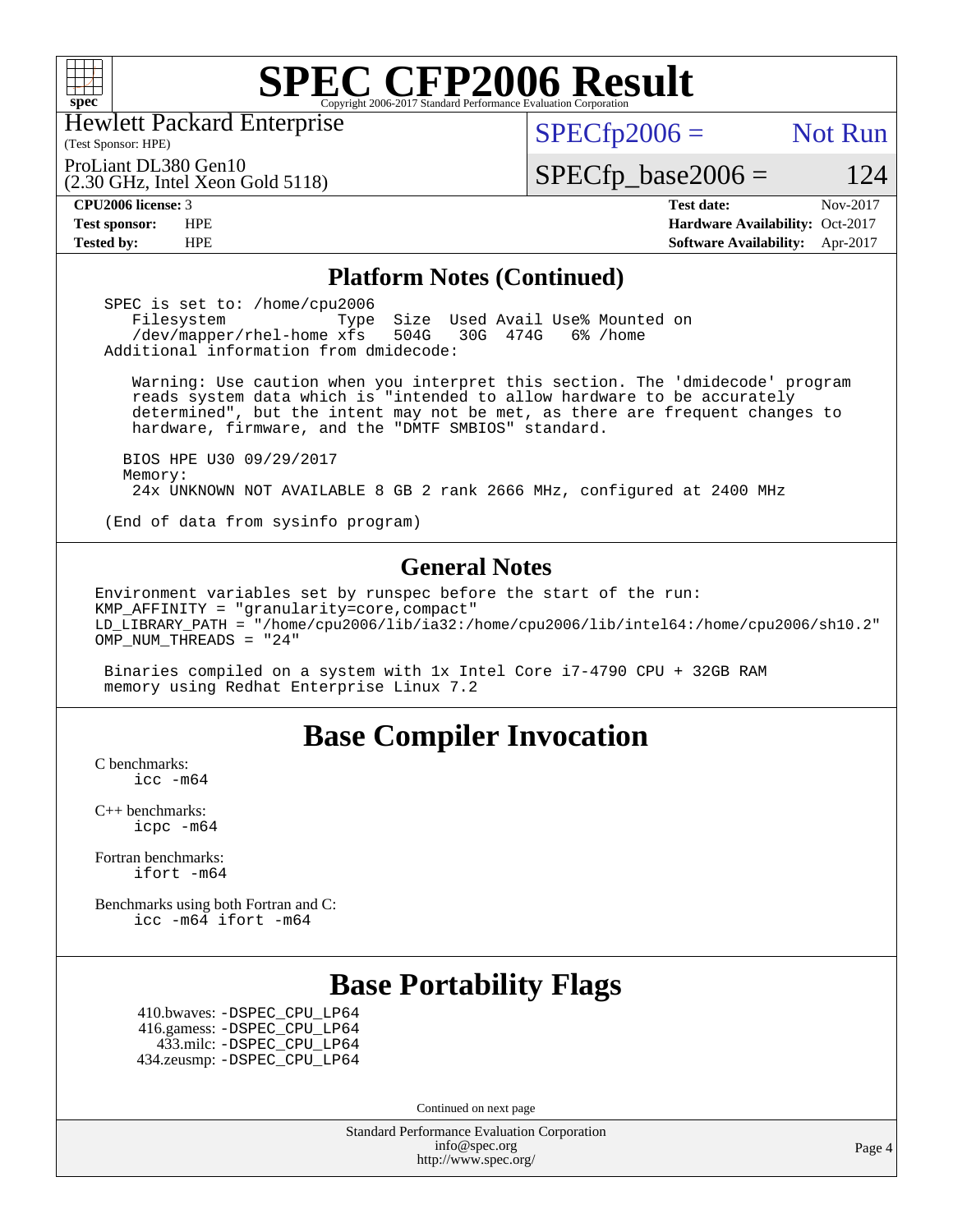# SPEC CFP2006 Result

Copyright 2006-2017 Standard Performance Evaluation Corporation

Hewlett Packard Enterprise
(Test Sponsor: HPE)

ProLiant DL380 Gen10
(2.30 GHz, Intel Xeon Gold 5118)

SPECfp2006 = Not Run

SPECfp_base2006 = 124

| | | | |
|---|---|---|---|
| **CPU2006 license:** | 3 | **Test date:** | Nov-2017 |
| **Test sponsor:** | HPE | **Hardware Availability:** | Oct-2017 |
| **Tested by:** | HPE | **Software Availability:** | Apr-2017 |

## Platform Notes (Continued)

```
 SPEC is set to: /home/cpu2006
    Filesystem           Type  Size  Used Avail Use% Mounted on
    /dev/mapper/rhel-home xfs   504G   30G  474G   6% /home
 Additional information from dmidecode:

    Warning: Use caution when you interpret this section. The 'dmidecode' program
    reads system data which is "intended to allow hardware to be accurately
    determined", but the intent may not be met, as there are frequent changes to
    hardware, firmware, and the "DMTF SMBIOS" standard.

   BIOS HPE U30 09/29/2017
   Memory:
    24x UNKNOWN NOT AVAILABLE 8 GB 2 rank 2666 MHz, configured at 2400 MHz

 (End of data from sysinfo program)
```

## General Notes

```
Environment variables set by runspec before the start of the run:
KMP_AFFINITY = "granularity=core,compact"
LD_LIBRARY_PATH = "/home/cpu2006/lib/ia32:/home/cpu2006/lib/intel64:/home/cpu2006/sh10.2"
OMP_NUM_THREADS = "24"

 Binaries compiled on a system with 1x Intel Core i7-4790 CPU + 32GB RAM
 memory using Redhat Enterprise Linux 7.2
```

## Base Compiler Invocation

C benchmarks:
    icc -m64

C++ benchmarks:
    icpc -m64

Fortran benchmarks:
    ifort -m64

Benchmarks using both Fortran and C:
    icc -m64 ifort -m64

## Base Portability Flags

410.bwaves: -DSPEC_CPU_LP64
416.gamess: -DSPEC_CPU_LP64
433.milc: -DSPEC_CPU_LP64
434.zeusmp: -DSPEC_CPU_LP64

Continued on next page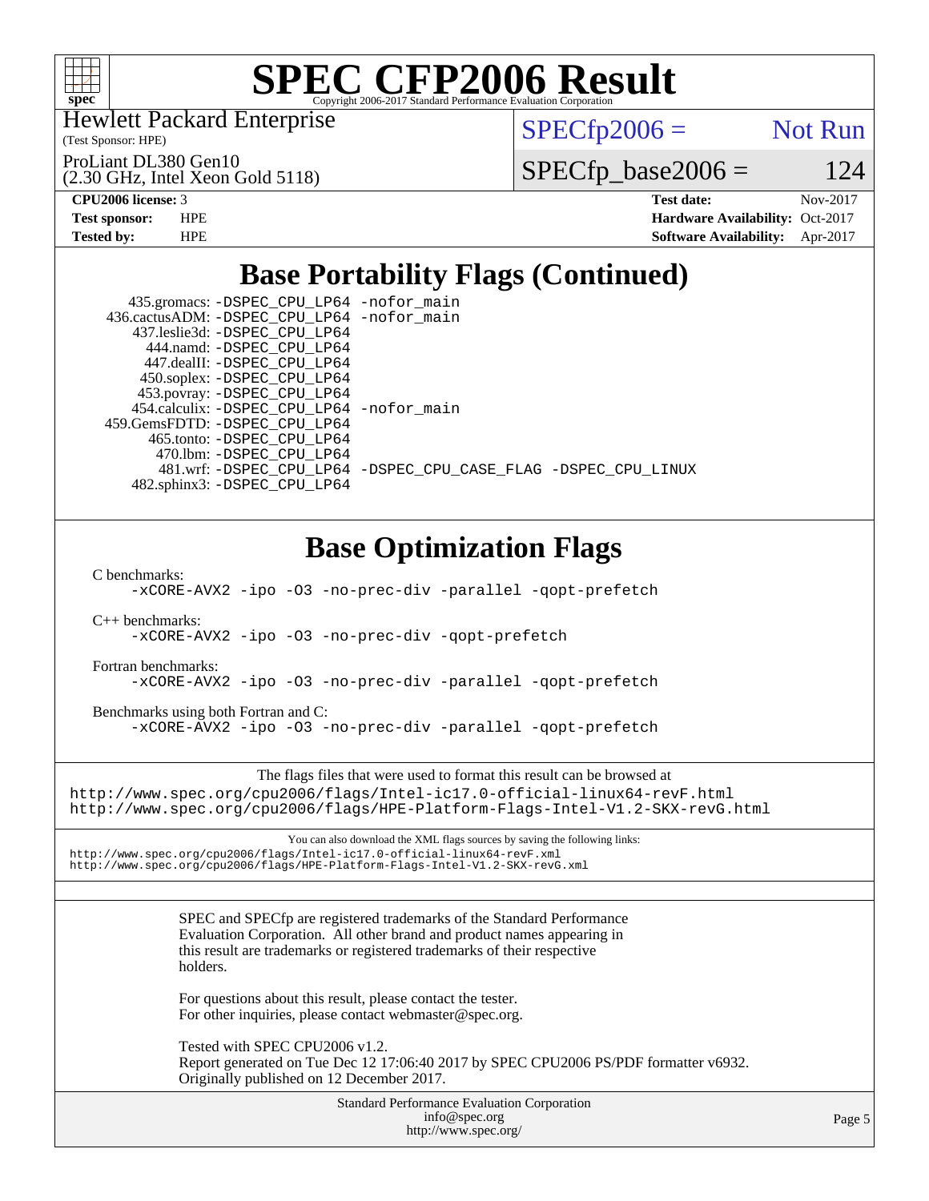# SPEC CFP2006 Result

Copyright 2006-2017 Standard Performance Evaluation Corporation

Hewlett Packard Enterprise
(Test Sponsor: HPE)

ProLiant DL380 Gen10
(2.30 GHz, Intel Xeon Gold 5118)

SPECfp2006 = Not Run

SPECfp_base2006 = 124

| | | | |
|---|---|---|---|
| **CPU2006 license:** | 3 | **Test date:** | Nov-2017 |
| **Test sponsor:** | HPE | **Hardware Availability:** | Oct-2017 |
| **Tested by:** | HPE | **Software Availability:** | Apr-2017 |

## Base Portability Flags (Continued)

```
     435.gromacs: -DSPEC_CPU_LP64 -nofor_main
  436.cactusADM: -DSPEC_CPU_LP64 -nofor_main
     437.leslie3d: -DSPEC_CPU_LP64
        444.namd: -DSPEC_CPU_LP64
       447.dealII: -DSPEC_CPU_LP64
      450.soplex: -DSPEC_CPU_LP64
      453.povray: -DSPEC_CPU_LP64
     454.calculix: -DSPEC_CPU_LP64 -nofor_main
  459.GemsFDTD: -DSPEC_CPU_LP64
        465.tonto: -DSPEC_CPU_LP64
          470.lbm: -DSPEC_CPU_LP64
          481.wrf: -DSPEC_CPU_LP64 -DSPEC_CPU_CASE_FLAG -DSPEC_CPU_LINUX
     482.sphinx3: -DSPEC_CPU_LP64
```

## Base Optimization Flags

C benchmarks:
```
-xCORE-AVX2 -ipo -O3 -no-prec-div -parallel -qopt-prefetch
```

C++ benchmarks:
```
-xCORE-AVX2 -ipo -O3 -no-prec-div -qopt-prefetch
```

Fortran benchmarks:
```
-xCORE-AVX2 -ipo -O3 -no-prec-div -parallel -qopt-prefetch
```

Benchmarks using both Fortran and C:
```
-xCORE-AVX2 -ipo -O3 -no-prec-div -parallel -qopt-prefetch
```

The flags files that were used to format this result can be browsed at
http://www.spec.org/cpu2006/flags/Intel-ic17.0-official-linux64-revF.html
http://www.spec.org/cpu2006/flags/HPE-Platform-Flags-Intel-V1.2-SKX-revG.html

You can also download the XML flags sources by saving the following links:
http://www.spec.org/cpu2006/flags/Intel-ic17.0-official-linux64-revF.xml
http://www.spec.org/cpu2006/flags/HPE-Platform-Flags-Intel-V1.2-SKX-revG.xml

SPEC and SPECfp are registered trademarks of the Standard Performance Evaluation Corporation. All other brand and product names appearing in this result are trademarks or registered trademarks of their respective holders.

For questions about this result, please contact the tester.
For other inquiries, please contact webmaster@spec.org.

Tested with SPEC CPU2006 v1.2.
Report generated on Tue Dec 12 17:06:40 2017 by SPEC CPU2006 PS/PDF formatter v6932.
Originally published on 12 December 2017.

Standard Performance Evaluation Corporation
info@spec.org
http://www.spec.org/